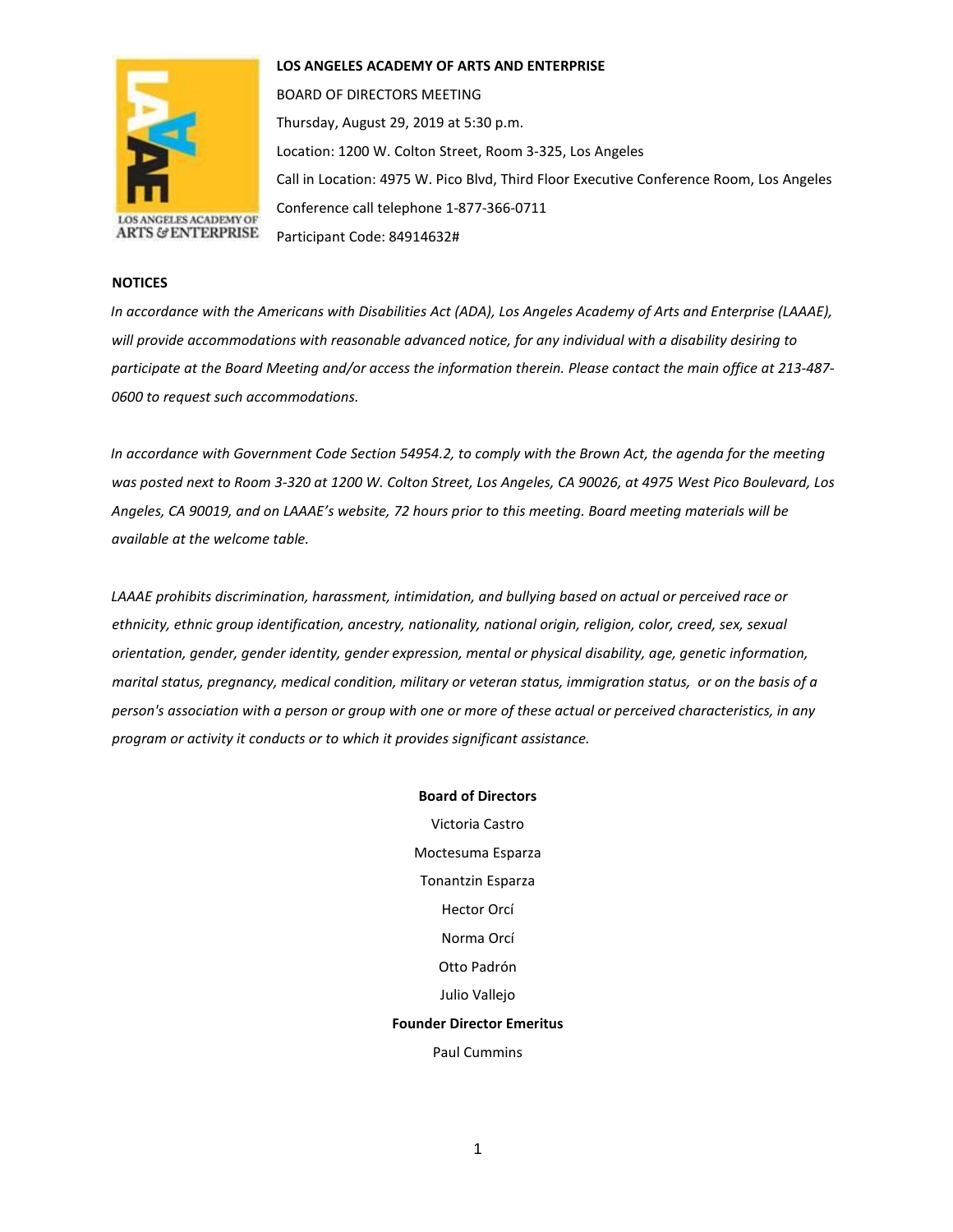**LOS ANGELES ACADEMY OF ARTS AND ENTERPRISE**

BOARD OF DIRECTORS MEETING

Thursday, August 29, 2019 at 5:30 p.m.

Location: 1200 W. Colton Street, Room 3-325, Los Angeles

Call in Location: 4975 W. Pico Blvd, Third Floor Executive Conference Room, Los Angeles

Conference call telephone 1-877-366-0711

Participant Code: 84914632#

**NOTICES**

*In accordance with the Americans with Disabilities Act (ADA), Los Angeles Academy of Arts and Enterprise (LAAAE), will provide accommodations with reasonable advanced notice, for any individual with a disability desiring to participate at the Board Meeting and/or access the information therein. Please contact the main office at 213-487-0600 to request such accommodations.*

*In accordance with Government Code Section 54954.2, to comply with the Brown Act, the agenda for the meeting was posted next to Room 3-320 at 1200 W. Colton Street, Los Angeles, CA 90026, at 4975 West Pico Boulevard, Los Angeles, CA 90019, and on LAAAE's website, 72 hours prior to this meeting. Board meeting materials will be available at the welcome table.*

*LAAAE prohibits discrimination, harassment, intimidation, and bullying based on actual or perceived race or ethnicity, ethnic group identification, ancestry, nationality, national origin, religion, color, creed, sex, sexual orientation, gender, gender identity, gender expression, mental or physical disability, age, genetic information, marital status, pregnancy, medical condition, military or veteran status, immigration status, or on the basis of a person's association with a person or group with one or more of these actual or perceived characteristics, in any program or activity it conducts or to which it provides significant assistance.*

**Board of Directors**

Victoria Castro

Moctesuma Esparza

Tonantzin Esparza

Hector Orcí

Norma Orcí

Otto Padrón

Julio Vallejo

**Founder Director Emeritus**

Paul Cummins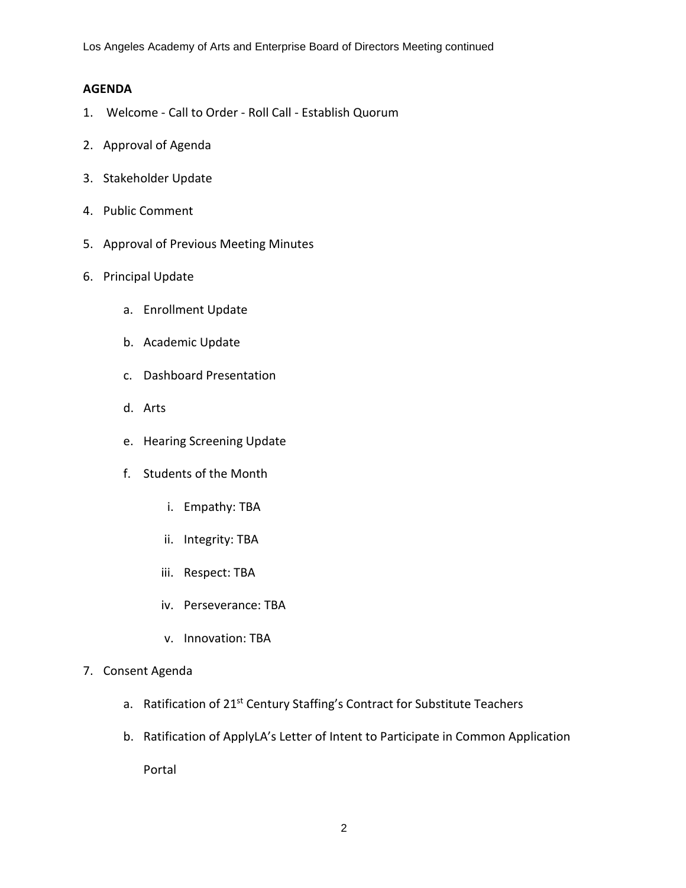**AGENDA**

1. Welcome - Call to Order - Roll Call - Establish Quorum
2. Approval of Agenda
3. Stakeholder Update
4. Public Comment
5. Approval of Previous Meeting Minutes
6. Principal Update
    a. Enrollment Update
    b. Academic Update
    c. Dashboard Presentation
    d. Arts
    e. Hearing Screening Update
    f. Students of the Month
        i. Empathy: TBA
        ii. Integrity: TBA
        iii. Respect: TBA
        iv. Perseverance: TBA
        v. Innovation: TBA
7. Consent Agenda
    a. Ratification of 21st Century Staffing's Contract for Substitute Teachers
    b. Ratification of ApplyLA's Letter of Intent to Participate in Common Application Portal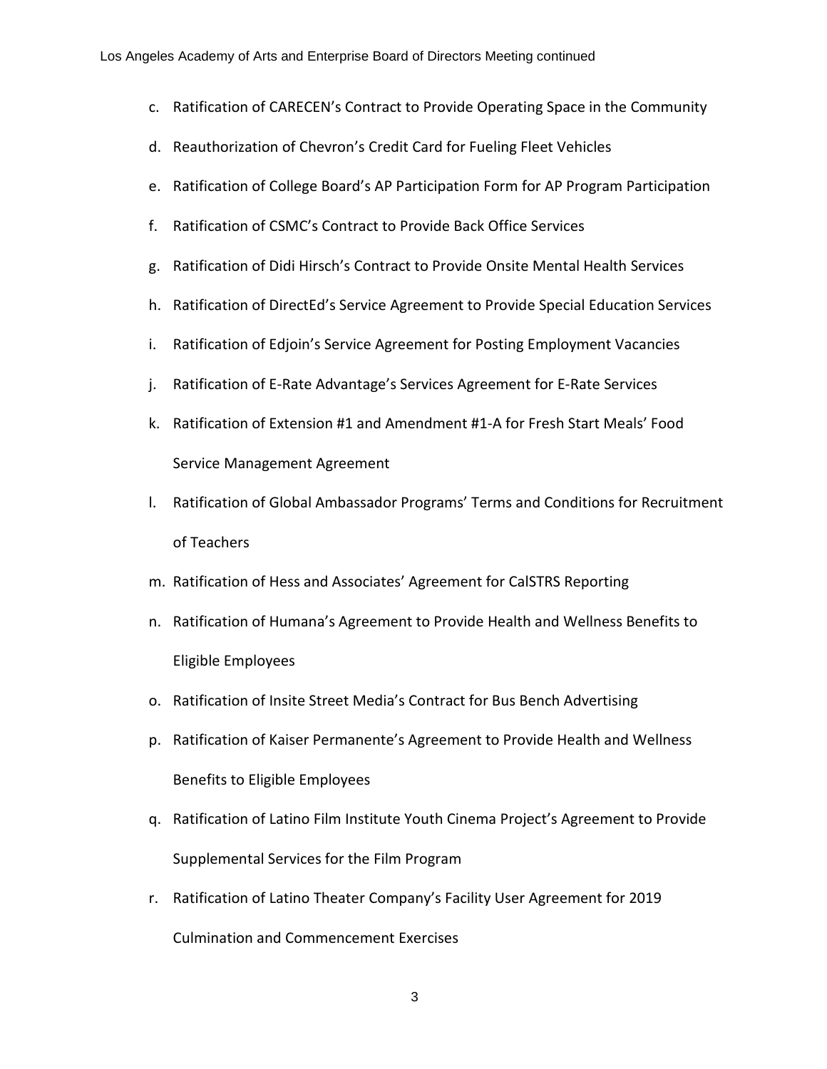c. Ratification of CARECEN's Contract to Provide Operating Space in the Community
d. Reauthorization of Chevron's Credit Card for Fueling Fleet Vehicles
e. Ratification of College Board's AP Participation Form for AP Program Participation
f. Ratification of CSMC's Contract to Provide Back Office Services
g. Ratification of Didi Hirsch's Contract to Provide Onsite Mental Health Services
h. Ratification of DirectEd's Service Agreement to Provide Special Education Services
i. Ratification of Edjoin's Service Agreement for Posting Employment Vacancies
j. Ratification of E-Rate Advantage's Services Agreement for E-Rate Services
k. Ratification of Extension #1 and Amendment #1-A for Fresh Start Meals' Food Service Management Agreement
l. Ratification of Global Ambassador Programs' Terms and Conditions for Recruitment of Teachers
m. Ratification of Hess and Associates' Agreement for CalSTRS Reporting
n. Ratification of Humana's Agreement to Provide Health and Wellness Benefits to Eligible Employees
o. Ratification of Insite Street Media's Contract for Bus Bench Advertising
p. Ratification of Kaiser Permanente's Agreement to Provide Health and Wellness Benefits to Eligible Employees
q. Ratification of Latino Film Institute Youth Cinema Project's Agreement to Provide Supplemental Services for the Film Program
r. Ratification of Latino Theater Company's Facility User Agreement for 2019 Culmination and Commencement Exercises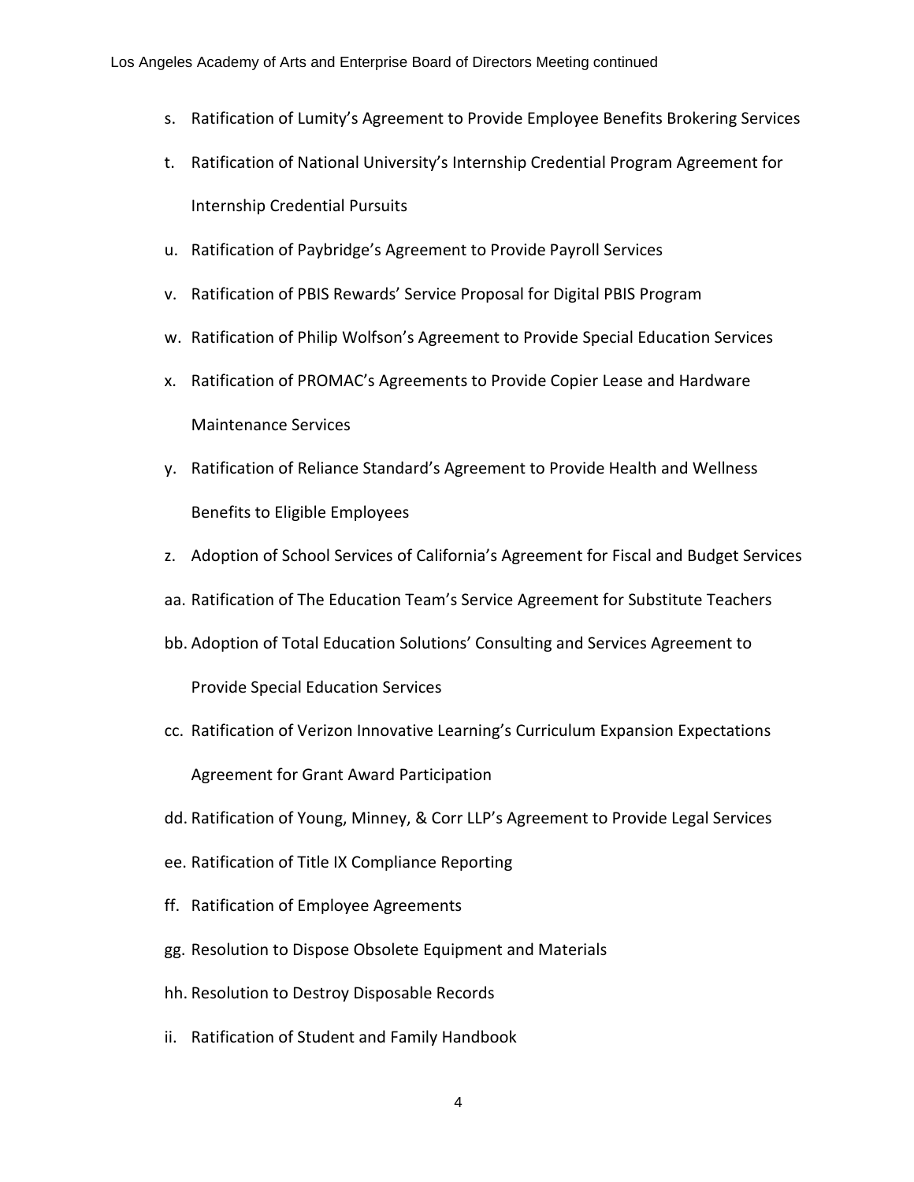s. Ratification of Lumity’s Agreement to Provide Employee Benefits Brokering Services

t. Ratification of National University’s Internship Credential Program Agreement for Internship Credential Pursuits

u. Ratification of Paybridge’s Agreement to Provide Payroll Services

v. Ratification of PBIS Rewards’ Service Proposal for Digital PBIS Program

w. Ratification of Philip Wolfson’s Agreement to Provide Special Education Services

x. Ratification of PROMAC’s Agreements to Provide Copier Lease and Hardware Maintenance Services

y. Ratification of Reliance Standard’s Agreement to Provide Health and Wellness Benefits to Eligible Employees

z. Adoption of School Services of California’s Agreement for Fiscal and Budget Services

aa. Ratification of The Education Team’s Service Agreement for Substitute Teachers

bb. Adoption of Total Education Solutions’ Consulting and Services Agreement to Provide Special Education Services

cc. Ratification of Verizon Innovative Learning’s Curriculum Expansion Expectations Agreement for Grant Award Participation

dd. Ratification of Young, Minney, & Corr LLP’s Agreement to Provide Legal Services

ee. Ratification of Title IX Compliance Reporting

ff. Ratification of Employee Agreements

gg. Resolution to Dispose Obsolete Equipment and Materials

hh. Resolution to Destroy Disposable Records

ii. Ratification of Student and Family Handbook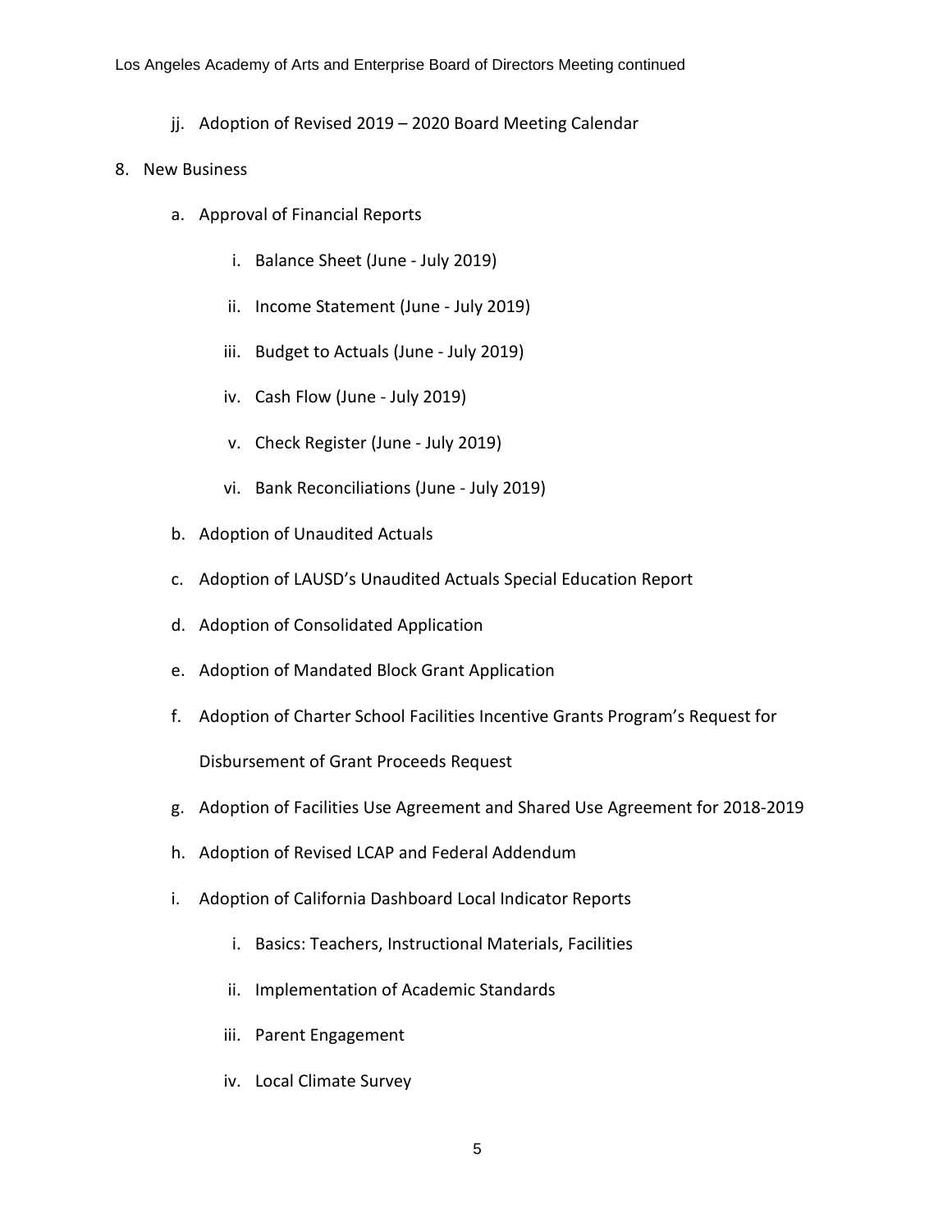jj. Adoption of Revised 2019 – 2020 Board Meeting Calendar

8. New Business

    a. Approval of Financial Reports

        i. Balance Sheet (June - July 2019)

        ii. Income Statement (June - July 2019)

        iii. Budget to Actuals (June - July 2019)

        iv. Cash Flow (June - July 2019)

        v. Check Register (June - July 2019)

        vi. Bank Reconciliations (June - July 2019)

    b. Adoption of Unaudited Actuals

    c. Adoption of LAUSD's Unaudited Actuals Special Education Report

    d. Adoption of Consolidated Application

    e. Adoption of Mandated Block Grant Application

    f. Adoption of Charter School Facilities Incentive Grants Program's Request for Disbursement of Grant Proceeds Request

    g. Adoption of Facilities Use Agreement and Shared Use Agreement for 2018-2019

    h. Adoption of Revised LCAP and Federal Addendum

    i. Adoption of California Dashboard Local Indicator Reports

        i. Basics: Teachers, Instructional Materials, Facilities

        ii. Implementation of Academic Standards

        iii. Parent Engagement

        iv. Local Climate Survey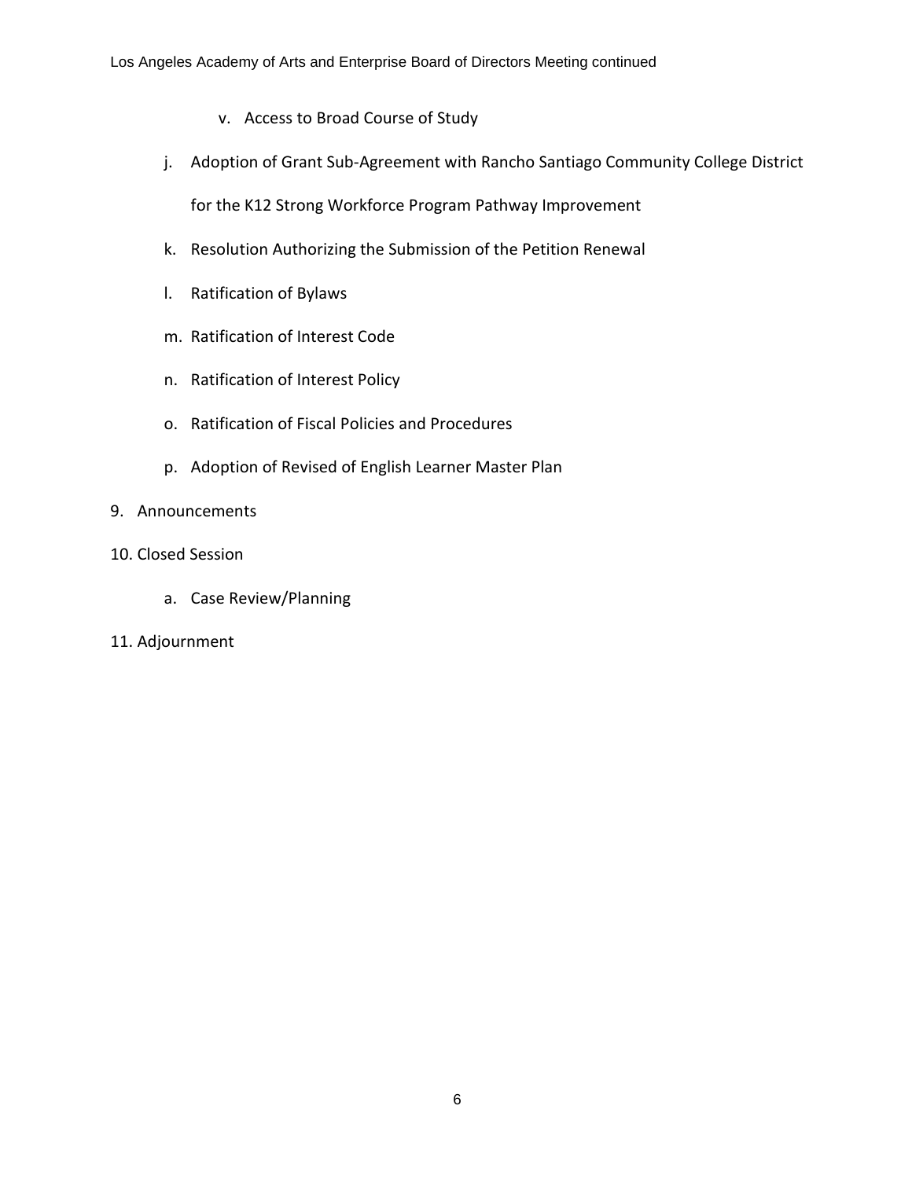v. Access to Broad Course of Study

   j. Adoption of Grant Sub-Agreement with Rancho Santiago Community College District for the K12 Strong Workforce Program Pathway Improvement

   k. Resolution Authorizing the Submission of the Petition Renewal

   l. Ratification of Bylaws

   m. Ratification of Interest Code

   n. Ratification of Interest Policy

   o. Ratification of Fiscal Policies and Procedures

   p. Adoption of Revised of English Learner Master Plan

9. Announcements

10. Closed Session

   a. Case Review/Planning

11. Adjournment